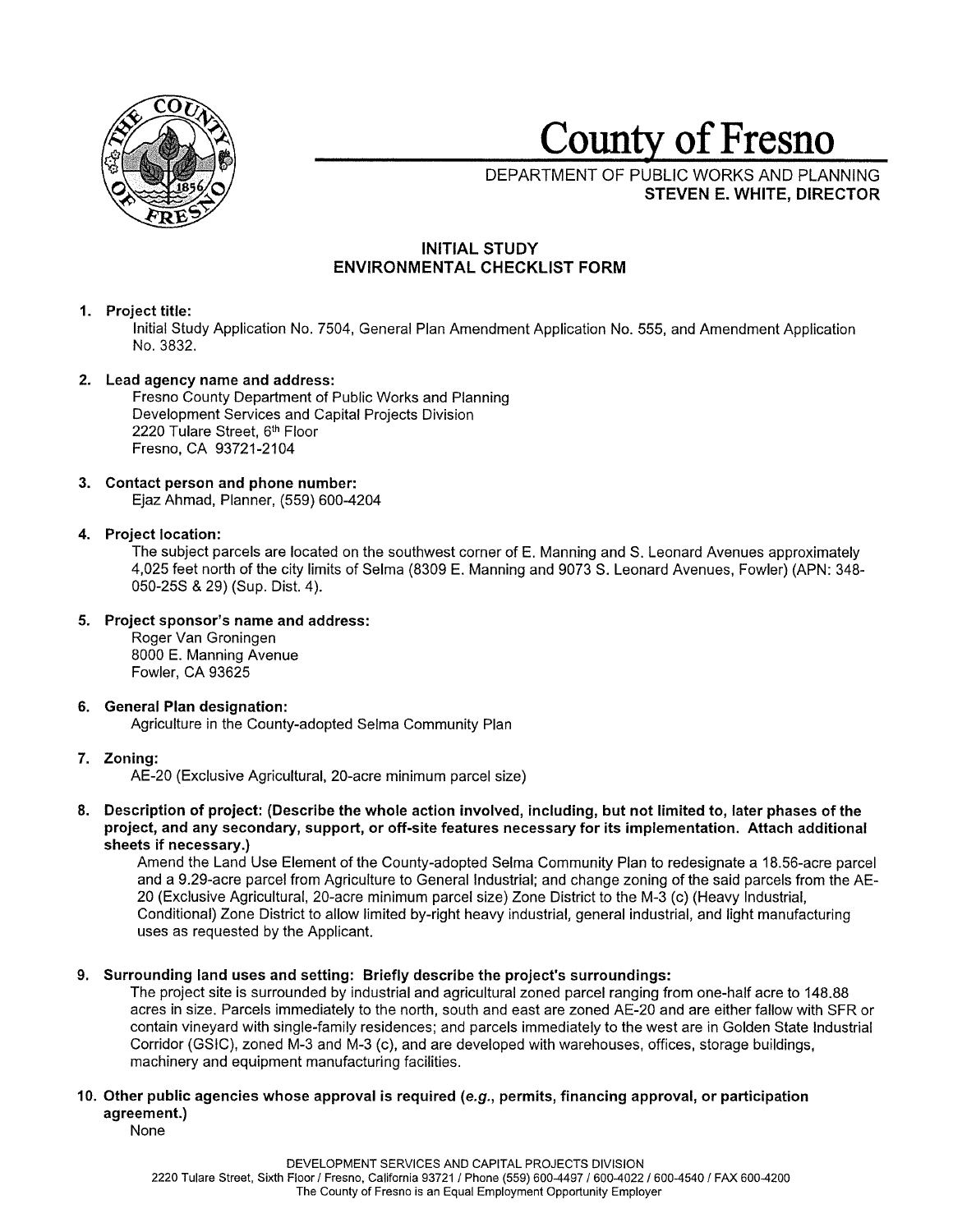# County of Fresno

DEPARTMENT OF PUBLIC WORKS AND PLANNING
**STEVEN E. WHITE, DIRECTOR**

## INITIAL STUDY
## ENVIRONMENTAL CHECKLIST FORM

1. **Project title:**
   Initial Study Application No. 7504, General Plan Amendment Application No. 555, and Amendment Application No. 3832.

2. **Lead agency name and address:**
   Fresno County Department of Public Works and Planning
   Development Services and Capital Projects Division
   2220 Tulare Street, 6th Floor
   Fresno, CA 93721-2104

3. **Contact person and phone number:**
   Ejaz Ahmad, Planner, (559) 600-4204

4. **Project location:**
   The subject parcels are located on the southwest corner of E. Manning and S. Leonard Avenues approximately 4,025 feet north of the city limits of Selma (8309 E. Manning and 9073 S. Leonard Avenues, Fowler) (APN: 348-050-25S & 29) (Sup. Dist. 4).

5. **Project sponsor's name and address:**
   Roger Van Groningen
   8000 E. Manning Avenue
   Fowler, CA 93625

6. **General Plan designation:**
   Agriculture in the County-adopted Selma Community Plan

7. **Zoning:**
   AE-20 (Exclusive Agricultural, 20-acre minimum parcel size)

8. **Description of project: (Describe the whole action involved, including, but not limited to, later phases of the project, and any secondary, support, or off-site features necessary for its implementation. Attach additional sheets if necessary.)**
   Amend the Land Use Element of the County-adopted Selma Community Plan to redesignate a 18.56-acre parcel and a 9.29-acre parcel from Agriculture to General Industrial; and change zoning of the said parcels from the AE-20 (Exclusive Agricultural, 20-acre minimum parcel size) Zone District to the M-3 (c) (Heavy Industrial, Conditional) Zone District to allow limited by-right heavy industrial, general industrial, and light manufacturing uses as requested by the Applicant.

9. **Surrounding land uses and setting: Briefly describe the project's surroundings:**
   The project site is surrounded by industrial and agricultural zoned parcel ranging from one-half acre to 148.88 acres in size. Parcels immediately to the north, south and east are zoned AE-20 and are either fallow with SFR or contain vineyard with single-family residences; and parcels immediately to the west are in Golden State Industrial Corridor (GSIC), zoned M-3 and M-3 (c), and are developed with warehouses, offices, storage buildings, machinery and equipment manufacturing facilities.

10. **Other public agencies whose approval is required (*e.g.,* permits, financing approval, or participation agreement.)**
    None

DEVELOPMENT SERVICES AND CAPITAL PROJECTS DIVISION
2220 Tulare Street, Sixth Floor / Fresno, California 93721 / Phone (559) 600-4497 / 600-4022 / 600-4540 / FAX 600-4200
The County of Fresno is an Equal Employment Opportunity Employer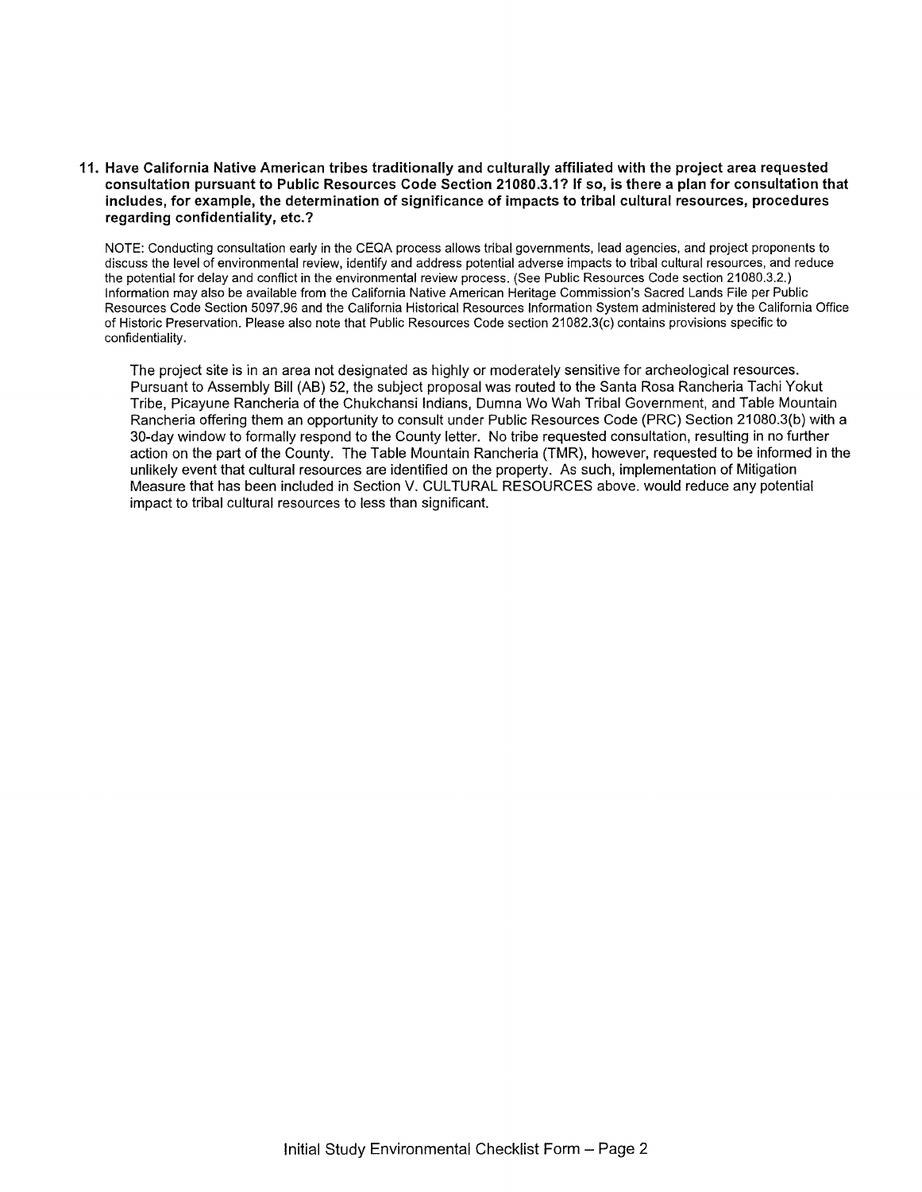**11. Have California Native American tribes traditionally and culturally affiliated with the project area requested consultation pursuant to Public Resources Code Section 21080.3.1? If so, is there a plan for consultation that includes, for example, the determination of significance of impacts to tribal cultural resources, procedures regarding confidentiality, etc.?**

NOTE: Conducting consultation early in the CEQA process allows tribal governments, lead agencies, and project proponents to discuss the level of environmental review, identify and address potential adverse impacts to tribal cultural resources, and reduce the potential for delay and conflict in the environmental review process. (See Public Resources Code section 21080.3.2.) Information may also be available from the California Native American Heritage Commission's Sacred Lands File per Public Resources Code Section 5097.96 and the California Historical Resources Information System administered by the California Office of Historic Preservation. Please also note that Public Resources Code section 21082.3(c) contains provisions specific to confidentiality.

The project site is in an area not designated as highly or moderately sensitive for archeological resources. Pursuant to Assembly Bill (AB) 52, the subject proposal was routed to the Santa Rosa Rancheria Tachi Yokut Tribe, Picayune Rancheria of the Chukchansi Indians, Dumna Wo Wah Tribal Government, and Table Mountain Rancheria offering them an opportunity to consult under Public Resources Code (PRC) Section 21080.3(b) with a 30-day window to formally respond to the County letter. No tribe requested consultation, resulting in no further action on the part of the County. The Table Mountain Rancheria (TMR), however, requested to be informed in the unlikely event that cultural resources are identified on the property. As such, implementation of Mitigation Measure that has been included in Section V. CULTURAL RESOURCES above. would reduce any potential impact to tribal cultural resources to less than significant.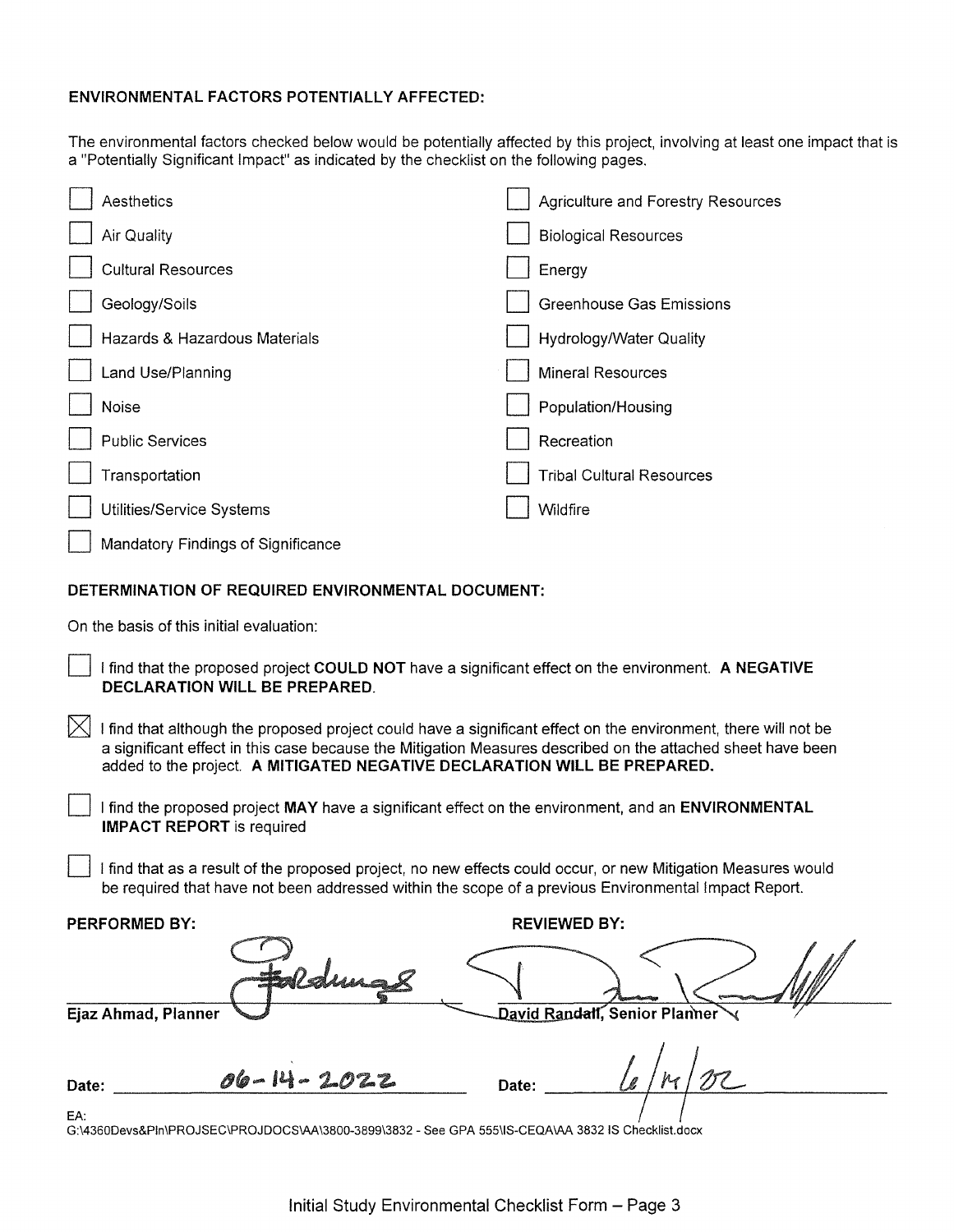**ENVIRONMENTAL FACTORS POTENTIALLY AFFECTED:**

The environmental factors checked below would be potentially affected by this project, involving at least one impact that is a "Potentially Significant Impact" as indicated by the checklist on the following pages.

| | |
|---|---|
| ☐ Aesthetics | ☐ Agriculture and Forestry Resources |
| ☐ Air Quality | ☐ Biological Resources |
| ☐ Cultural Resources | ☐ Energy |
| ☐ Geology/Soils | ☐ Greenhouse Gas Emissions |
| ☐ Hazards & Hazardous Materials | ☐ Hydrology/Water Quality |
| ☐ Land Use/Planning | ☐ Mineral Resources |
| ☐ Noise | ☐ Population/Housing |
| ☐ Public Services | ☐ Recreation |
| ☐ Transportation | ☐ Tribal Cultural Resources |
| ☐ Utilities/Service Systems | ☐ Wildfire |
| ☐ Mandatory Findings of Significance | |

**DETERMINATION OF REQUIRED ENVIRONMENTAL DOCUMENT:**

On the basis of this initial evaluation:

☐ I find that the proposed project **COULD NOT** have a significant effect on the environment. **A NEGATIVE DECLARATION WILL BE PREPARED.**

☒ I find that although the proposed project could have a significant effect on the environment, there will not be a significant effect in this case because the Mitigation Measures described on the attached sheet have been added to the project. **A MITIGATED NEGATIVE DECLARATION WILL BE PREPARED.**

☐ I find the proposed project **MAY** have a significant effect on the environment, and an **ENVIRONMENTAL IMPACT REPORT** is required

☐ I find that as a result of the proposed project, no new effects could occur, or new Mitigation Measures would be required that have not been addressed within the scope of a previous Environmental Impact Report.

| **PERFORMED BY:** | **REVIEWED BY:** |
|---|---|
| *[signature]* | *[signature]* |
| **Ejaz Ahmad, Planner** | **David Randall, Senior Planner** |
| Date: 06-14-2022 | Date: 6/14/22 |

EA:
G:\4360Devs&Pln\PROJSEC\PROJDOCS\AA\3800-3899\3832 - See GPA 555\IS-CEQA\AA 3832 IS Checklist.docx

Initial Study Environmental Checklist Form – Page 3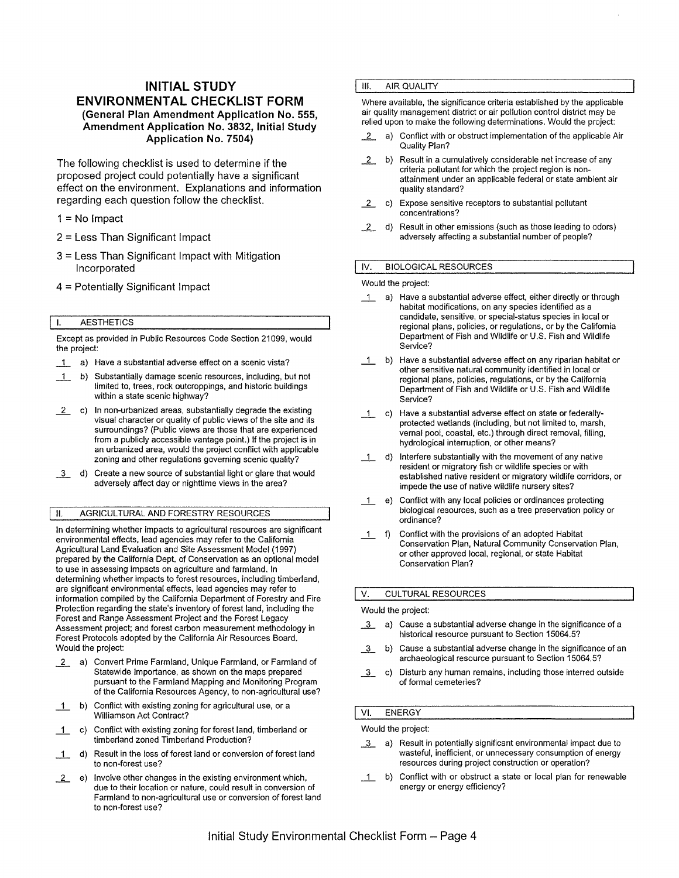# INITIAL STUDY ENVIRONMENTAL CHECKLIST FORM

### (General Plan Amendment Application No. 555, Amendment Application No. 3832, Initial Study Application No. 7504)

The following checklist is used to determine if the proposed project could potentially have a significant effect on the environment. Explanations and information regarding each question follow the checklist.

1 = No Impact

2 = Less Than Significant Impact

3 = Less Than Significant Impact with Mitigation Incorporated

4 = Potentially Significant Impact

## I. AESTHETICS

Except as provided in Public Resources Code Section 21099, would the project:

_1_ a) Have a substantial adverse effect on a scenic vista?

_1_ b) Substantially damage scenic resources, including, but not limited to, trees, rock outcroppings, and historic buildings within a state scenic highway?

_2_ c) In non-urbanized areas, substantially degrade the existing visual character or quality of public views of the site and its surroundings? (Public views are those that are experienced from a publicly accessible vantage point.) If the project is in an urbanized area, would the project conflict with applicable zoning and other regulations governing scenic quality?

_3_ d) Create a new source of substantial light or glare that would adversely affect day or nighttime views in the area?

## II. AGRICULTURAL AND FORESTRY RESOURCES

In determining whether impacts to agricultural resources are significant environmental effects, lead agencies may refer to the California Agricultural Land Evaluation and Site Assessment Model (1997) prepared by the California Dept. of Conservation as an optional model to use in assessing impacts on agriculture and farmland. In determining whether impacts to forest resources, including timberland, are significant environmental effects, lead agencies may refer to information compiled by the California Department of Forestry and Fire Protection regarding the state's inventory of forest land, including the Forest and Range Assessment Project and the Forest Legacy Assessment project; and forest carbon measurement methodology in Forest Protocols adopted by the California Air Resources Board. Would the project:

_2_ a) Convert Prime Farmland, Unique Farmland, or Farmland of Statewide Importance, as shown on the maps prepared pursuant to the Farmland Mapping and Monitoring Program of the California Resources Agency, to non-agricultural use?

_1_ b) Conflict with existing zoning for agricultural use, or a Williamson Act Contract?

_1_ c) Conflict with existing zoning for forest land, timberland or timberland zoned Timberland Production?

_1_ d) Result in the loss of forest land or conversion of forest land to non-forest use?

_2_ e) Involve other changes in the existing environment which, due to their location or nature, could result in conversion of Farmland to non-agricultural use or conversion of forest land to non-forest use?

## III. AIR QUALITY

Where available, the significance criteria established by the applicable air quality management district or air pollution control district may be relied upon to make the following determinations. Would the project:

_2_ a) Conflict with or obstruct implementation of the applicable Air Quality Plan?

_2_ b) Result in a cumulatively considerable net increase of any criteria pollutant for which the project region is non-attainment under an applicable federal or state ambient air quality standard?

_2_ c) Expose sensitive receptors to substantial pollutant concentrations?

_2_ d) Result in other emissions (such as those leading to odors) adversely affecting a substantial number of people?

## IV. BIOLOGICAL RESOURCES

Would the project:

_1_ a) Have a substantial adverse effect, either directly or through habitat modifications, on any species identified as a candidate, sensitive, or special-status species in local or regional plans, policies, or regulations, or by the California Department of Fish and Wildlife or U.S. Fish and Wildlife Service?

_1_ b) Have a substantial adverse effect on any riparian habitat or other sensitive natural community identified in local or regional plans, policies, regulations, or by the California Department of Fish and Wildlife or U.S. Fish and Wildlife Service?

_1_ c) Have a substantial adverse effect on state or federally-protected wetlands (including, but not limited to, marsh, vernal pool, coastal, etc.) through direct removal, filling, hydrological interruption, or other means?

_1_ d) Interfere substantially with the movement of any native resident or migratory fish or wildlife species or with established native resident or migratory wildlife corridors, or impede the use of native wildlife nursery sites?

_1_ e) Conflict with any local policies or ordinances protecting biological resources, such as a tree preservation policy or ordinance?

_1_ f) Conflict with the provisions of an adopted Habitat Conservation Plan, Natural Community Conservation Plan, or other approved local, regional, or state Habitat Conservation Plan?

## V. CULTURAL RESOURCES

Would the project:

_3_ a) Cause a substantial adverse change in the significance of a historical resource pursuant to Section 15064.5?

_3_ b) Cause a substantial adverse change in the significance of an archaeological resource pursuant to Section 15064.5?

_3_ c) Disturb any human remains, including those interred outside of formal cemeteries?

## VI. ENERGY

Would the project:

_3_ a) Result in potentially significant environmental impact due to wasteful, inefficient, or unnecessary consumption of energy resources during project construction or operation?

_1_ b) Conflict with or obstruct a state or local plan for renewable energy or energy efficiency?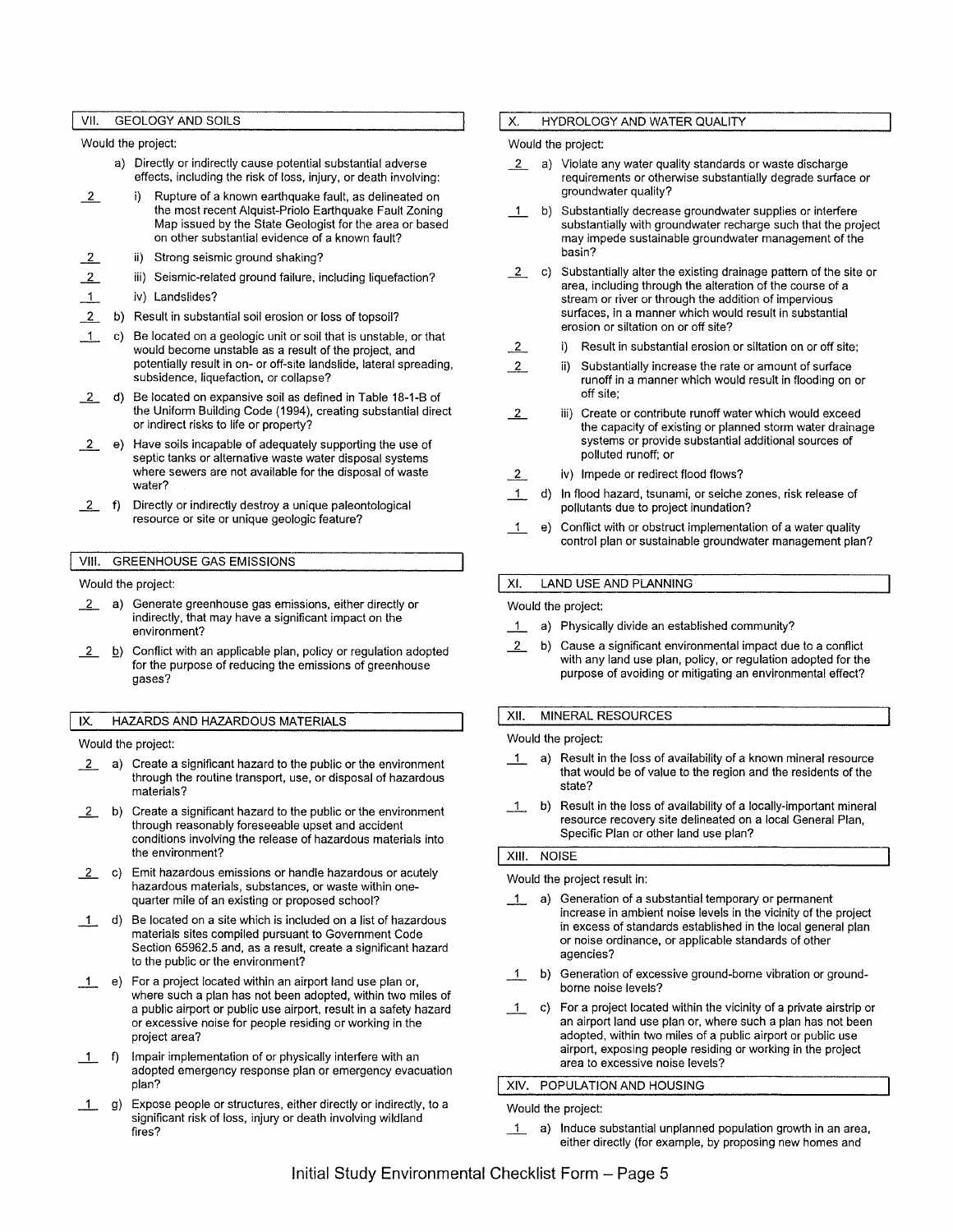## VII. GEOLOGY AND SOILS

Would the project:

a) Directly or indirectly cause potential substantial adverse effects, including the risk of loss, injury, or death involving:

- 2 i) Rupture of a known earthquake fault, as delineated on the most recent Alquist-Priolo Earthquake Fault Zoning Map issued by the State Geologist for the area or based on other substantial evidence of a known fault?
- 2 ii) Strong seismic ground shaking?
- 2 iii) Seismic-related ground failure, including liquefaction?
- 1 iv) Landslides?

- 2 b) Result in substantial soil erosion or loss of topsoil?
- 1 c) Be located on a geologic unit or soil that is unstable, or that would become unstable as a result of the project, and potentially result in on- or off-site landslide, lateral spreading, subsidence, liquefaction, or collapse?
- 2 d) Be located on expansive soil as defined in Table 18-1-B of the Uniform Building Code (1994), creating substantial direct or indirect risks to life or property?
- 2 e) Have soils incapable of adequately supporting the use of septic tanks or alternative waste water disposal systems where sewers are not available for the disposal of waste water?
- 2 f) Directly or indirectly destroy a unique paleontological resource or site or unique geologic feature?

## VIII. GREENHOUSE GAS EMISSIONS

Would the project:

- 2 a) Generate greenhouse gas emissions, either directly or indirectly, that may have a significant impact on the environment?
- 2 b) Conflict with an applicable plan, policy or regulation adopted for the purpose of reducing the emissions of greenhouse gases?

## IX. HAZARDS AND HAZARDOUS MATERIALS

Would the project:

- 2 a) Create a significant hazard to the public or the environment through the routine transport, use, or disposal of hazardous materials?
- 2 b) Create a significant hazard to the public or the environment through reasonably foreseeable upset and accident conditions involving the release of hazardous materials into the environment?
- 2 c) Emit hazardous emissions or handle hazardous or acutely hazardous materials, substances, or waste within one-quarter mile of an existing or proposed school?
- 1 d) Be located on a site which is included on a list of hazardous materials sites compiled pursuant to Government Code Section 65962.5 and, as a result, create a significant hazard to the public or the environment?
- 1 e) For a project located within an airport land use plan or, where such a plan has not been adopted, within two miles of a public airport or public use airport, result in a safety hazard or excessive noise for people residing or working in the project area?
- 1 f) Impair implementation of or physically interfere with an adopted emergency response plan or emergency evacuation plan?
- 1 g) Expose people or structures, either directly or indirectly, to a significant risk of loss, injury or death involving wildland fires?

## X. HYDROLOGY AND WATER QUALITY

Would the project:

- 2 a) Violate any water quality standards or waste discharge requirements or otherwise substantially degrade surface or groundwater quality?
- 1 b) Substantially decrease groundwater supplies or interfere substantially with groundwater recharge such that the project may impede sustainable groundwater management of the basin?
- 2 c) Substantially alter the existing drainage pattern of the site or area, including through the alteration of the course of a stream or river or through the addition of impervious surfaces, in a manner which would result in substantial erosion or siltation on or off site?
  - 2 i) Result in substantial erosion or siltation on or off site;
  - 2 ii) Substantially increase the rate or amount of surface runoff in a manner which would result in flooding on or off site;
  - 2 iii) Create or contribute runoff water which would exceed the capacity of existing or planned storm water drainage systems or provide substantial additional sources of polluted runoff; or
  - 2 iv) Impede or redirect flood flows?
- 1 d) In flood hazard, tsunami, or seiche zones, risk release of pollutants due to project inundation?
- 1 e) Conflict with or obstruct implementation of a water quality control plan or sustainable groundwater management plan?

## XI. LAND USE AND PLANNING

Would the project:

- 1 a) Physically divide an established community?
- 2 b) Cause a significant environmental impact due to a conflict with any land use plan, policy, or regulation adopted for the purpose of avoiding or mitigating an environmental effect?

## XII. MINERAL RESOURCES

Would the project:

- 1 a) Result in the loss of availability of a known mineral resource that would be of value to the region and the residents of the state?
- 1 b) Result in the loss of availability of a locally-important mineral resource recovery site delineated on a local General Plan, Specific Plan or other land use plan?

## XIII. NOISE

Would the project result in:

- 1 a) Generation of a substantial temporary or permanent increase in ambient noise levels in the vicinity of the project in excess of standards established in the local general plan or noise ordinance, or applicable standards of other agencies?
- 1 b) Generation of excessive ground-borne vibration or ground-borne noise levels?
- 1 c) For a project located within the vicinity of a private airstrip or an airport land use plan or, where such a plan has not been adopted, within two miles of a public airport or public use airport, exposing people residing or working in the project area to excessive noise levels?

## XIV. POPULATION AND HOUSING

Would the project:

- 1 a) Induce substantial unplanned population growth in an area, either directly (for example, by proposing new homes and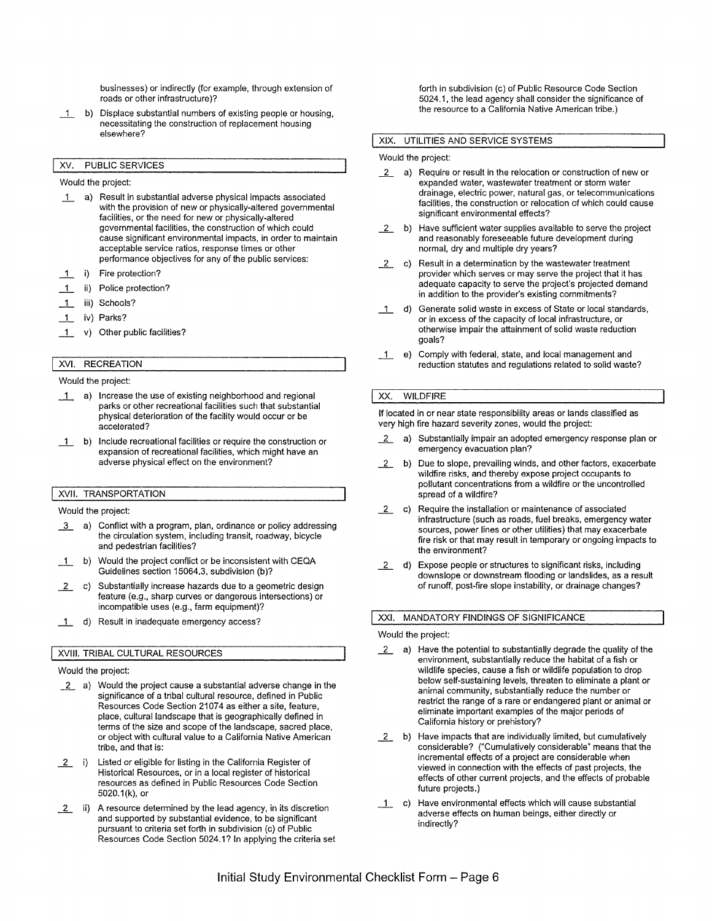businesses) or indirectly (for example, through extension of roads or other infrastructure)?

_1_ b) Displace substantial numbers of existing people or housing, necessitating the construction of replacement housing elsewhere?

## XV. PUBLIC SERVICES

Would the project:

_1_ a) Result in substantial adverse physical impacts associated with the provision of new or physically-altered governmental facilities, the need for new or physically-altered governmental facilities, the construction of which could cause significant environmental impacts, in order to maintain acceptable service ratios, response times or other performance objectives for any of the public services:

_1_ i) Fire protection?

_1_ ii) Police protection?

_1_ iii) Schools?

_1_ iv) Parks?

_1_ v) Other public facilities?

## XVI. RECREATION

Would the project:

_1_ a) Increase the use of existing neighborhood and regional parks or other recreational facilities such that substantial physical deterioration of the facility would occur or be accelerated?

_1_ b) Include recreational facilities or require the construction or expansion of recreational facilities, which might have an adverse physical effect on the environment?

## XVII. TRANSPORTATION

Would the project:

_3_ a) Conflict with a program, plan, ordinance or policy addressing the circulation system, including transit, roadway, bicycle and pedestrian facilities?

_1_ b) Would the project conflict or be inconsistent with CEQA Guidelines section 15064.3, subdivision (b)?

_2_ c) Substantially increase hazards due to a geometric design feature (e.g., sharp curves or dangerous intersections) or incompatible uses (e.g., farm equipment)?

_1_ d) Result in inadequate emergency access?

## XVIII. TRIBAL CULTURAL RESOURCES

Would the project:

_2_ a) Would the project cause a substantial adverse change in the significance of a tribal cultural resource, defined in Public Resources Code Section 21074 as either a site, feature, place, cultural landscape that is geographically defined in terms of the size and scope of the landscape, sacred place, or object with cultural value to a California Native American tribe, and that is:

_2_ i) Listed or eligible for listing in the California Register of Historical Resources, or in a local register of historical resources as defined in Public Resources Code Section 5020.1(k), or

_2_ ii) A resource determined by the lead agency, in its discretion and supported by substantial evidence, to be significant pursuant to criteria set forth in subdivision (c) of Public Resources Code Section 5024.1? In applying the criteria set forth in subdivision (c) of Public Resource Code Section 5024.1, the lead agency shall consider the significance of the resource to a California Native American tribe.)

## XIX. UTILITIES AND SERVICE SYSTEMS

Would the project:

_2_ a) Require or result in the relocation or construction of new or expanded water, wastewater treatment or storm water drainage, electric power, natural gas, or telecommunications facilities, the construction or relocation of which could cause significant environmental effects?

_2_ b) Have sufficient water supplies available to serve the project and reasonably foreseeable future development during normal, dry and multiple dry years?

_2_ c) Result in a determination by the wastewater treatment provider which serves or may serve the project that it has adequate capacity to serve the project's projected demand in addition to the provider's existing commitments?

_1_ d) Generate solid waste in excess of State or local standards, or in excess of the capacity of local infrastructure, or otherwise impair the attainment of solid waste reduction goals?

_1_ e) Comply with federal, state, and local management and reduction statutes and regulations related to solid waste?

## XX. WILDFIRE

If located in or near state responsibility areas or lands classified as very high fire hazard severity zones, would the project:

_2_ a) Substantially impair an adopted emergency response plan or emergency evacuation plan?

_2_ b) Due to slope, prevailing winds, and other factors, exacerbate wildfire risks, and thereby expose project occupants to pollutant concentrations from a wildfire or the uncontrolled spread of a wildfire?

_2_ c) Require the installation or maintenance of associated infrastructure (such as roads, fuel breaks, emergency water sources, power lines or other utilities) that may exacerbate fire risk or that may result in temporary or ongoing impacts to the environment?

_2_ d) Expose people or structures to significant risks, including downslope or downstream flooding or landslides, as a result of runoff, post-fire slope instability, or drainage changes?

## XXI. MANDATORY FINDINGS OF SIGNIFICANCE

Would the project:

_2_ a) Have the potential to substantially degrade the quality of the environment, substantially reduce the habitat of a fish or wildlife species, cause a fish or wildlife population to drop below self-sustaining levels, threaten to eliminate a plant or animal community, substantially reduce the number or restrict the range of a rare or endangered plant or animal or eliminate important examples of the major periods of California history or prehistory?

_2_ b) Have impacts that are individually limited, but cumulatively considerable? ("Cumulatively considerable" means that the incremental effects of a project are considerable when viewed in connection with the effects of past projects, the effects of other current projects, and the effects of probable future projects.)

_1_ c) Have environmental effects which will cause substantial adverse effects on human beings, either directly or indirectly?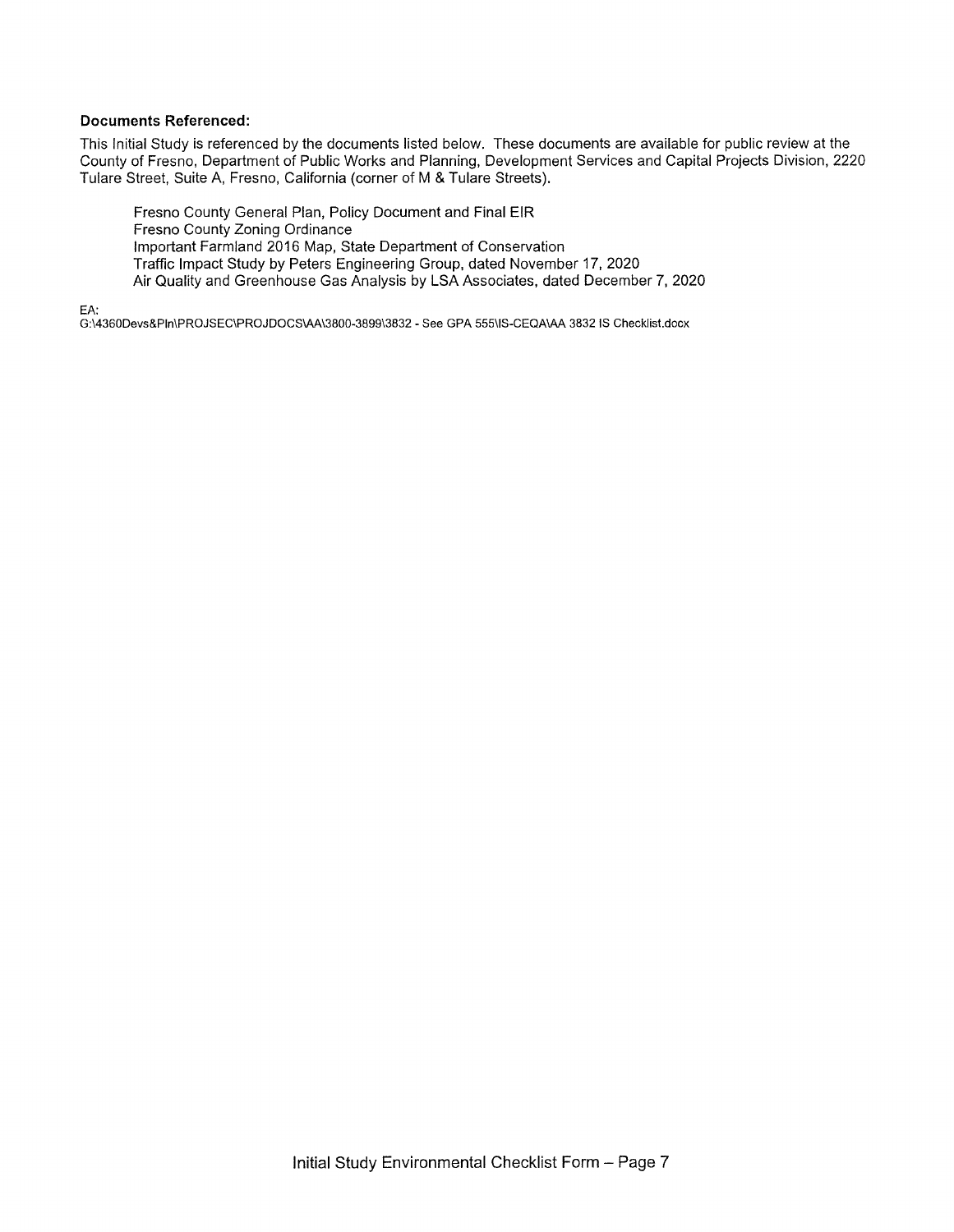**Documents Referenced:**

This Initial Study is referenced by the documents listed below. These documents are available for public review at the County of Fresno, Department of Public Works and Planning, Development Services and Capital Projects Division, 2220 Tulare Street, Suite A, Fresno, California (corner of M & Tulare Streets).

Fresno County General Plan, Policy Document and Final EIR
Fresno County Zoning Ordinance
Important Farmland 2016 Map, State Department of Conservation
Traffic Impact Study by Peters Engineering Group, dated November 17, 2020
Air Quality and Greenhouse Gas Analysis by LSA Associates, dated December 7, 2020

EA:
G:\4360Devs&Pln\PROJSEC\PROJDOCS\AA\3800-3899\3832 - See GPA 555\IS-CEQA\AA 3832 IS Checklist.docx